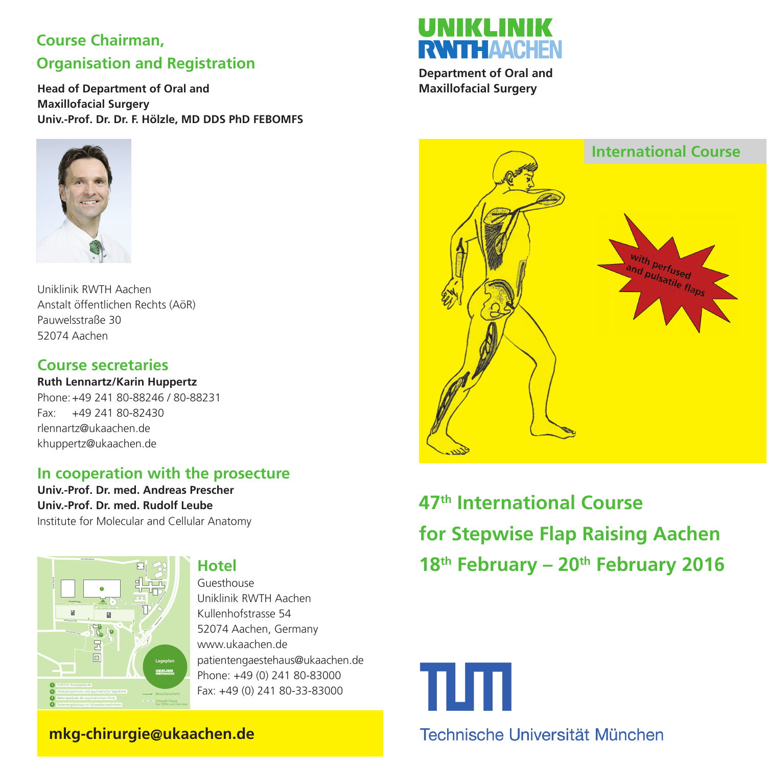## Course Chairman, Organisation and Registration

**Head of Department of Oral and Maxillofacial Surgery**
**Univ.-Prof. Dr. Dr. F. Hölzle, MD DDS PhD FEBOMFS**

Uniklinik RWTH Aachen
Anstalt öffentlichen Rechts (AöR)
Pauwelsstraße 30
52074 Aachen

## Course secretaries

**Ruth Lennartz/Karin Huppertz**
Phone: +49 241 80-88246 / 80-88231
Fax: +49 241 80-82430
rlennartz@ukaachen.de
khuppertz@ukaachen.de

## In cooperation with the prosecture

**Univ.-Prof. Dr. med. Andreas Prescher**
**Univ.-Prof. Dr. med. Rudolf Leube**
Institute for Molecular and Cellular Anatomy

## Hotel

Guesthouse
Uniklinik RWTH Aachen
Kullenhofstrasse 54
52074 Aachen, Germany
www.ukaachen.de
patientengaestehaus@ukaachen.de
Phone: +49 (0) 241 80-83000
Fax: +49 (0) 241 80-33-83000

**mkg-chirurgie@ukaachen.de**

UNIKLINIK RWTHAACHEN

**Department of Oral and Maxillofacial Surgery**

International Course

with perfused and pulsatile flaps

# 47th International Course for Stepwise Flap Raising Aachen

# 18th February – 20th February 2016

Technische Universität München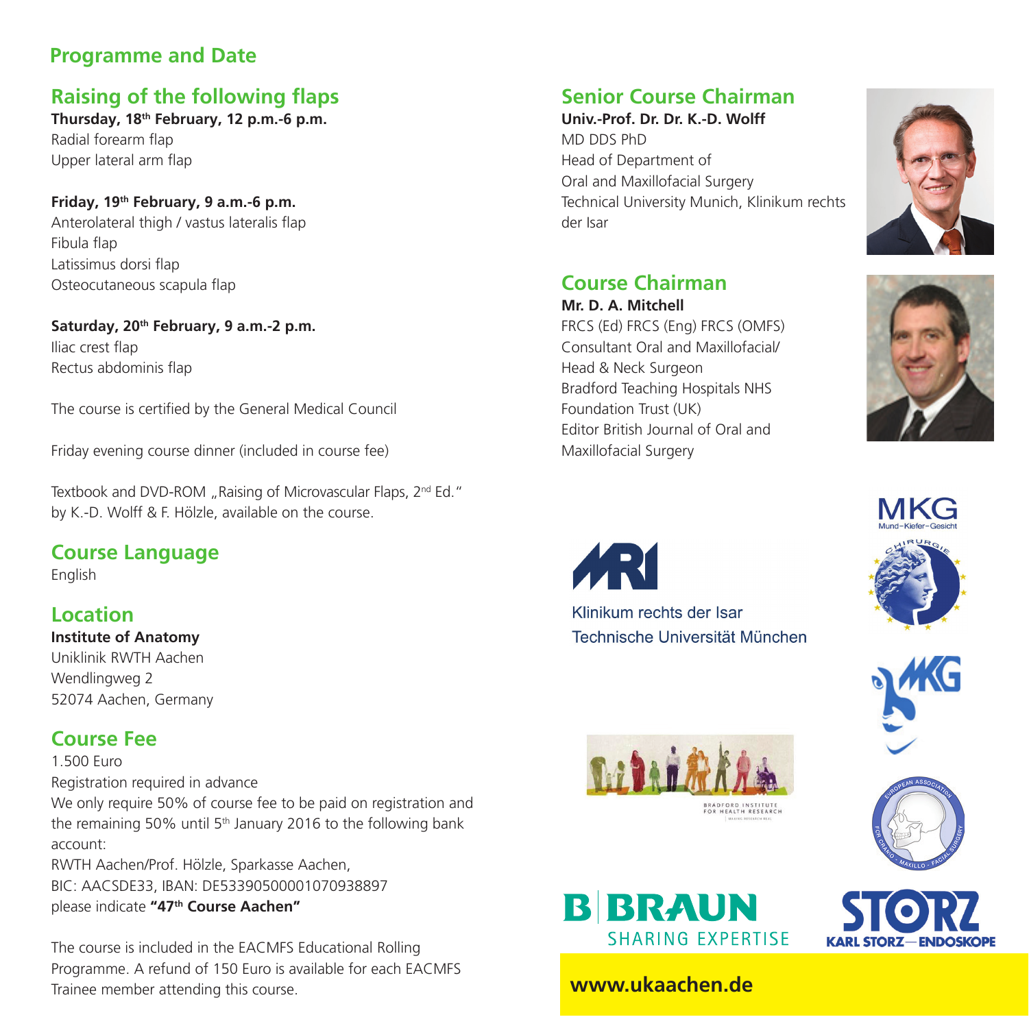## Programme and Date

### Raising of the following flaps

**Thursday, 18th February, 12 p.m.-6 p.m.**
Radial forearm flap
Upper lateral arm flap

**Friday, 19th February, 9 a.m.-6 p.m.**
Anterolateral thigh / vastus lateralis flap
Fibula flap
Latissimus dorsi flap
Osteocutaneous scapula flap

**Saturday, 20th February, 9 a.m.-2 p.m.**
Iliac crest flap
Rectus abdominis flap

The course is certified by the General Medical Council

Friday evening course dinner (included in course fee)

Textbook and DVD-ROM „Raising of Microvascular Flaps, 2nd Ed." by K.-D. Wolff & F. Hölzle, available on the course.

### Course Language

English

### Location

**Institute of Anatomy**
Uniklinik RWTH Aachen
Wendlingweg 2
52074 Aachen, Germany

### Course Fee

1.500 Euro
Registration required in advance
We only require 50% of course fee to be paid on registration and the remaining 50% until 5th January 2016 to the following bank account:
RWTH Aachen/Prof. Hölzle, Sparkasse Aachen,
BIC: AACSDE33, IBAN: DE53390500001070938897
please indicate **"47th Course Aachen"**

The course is included in the EACMFS Educational Rolling Programme. A refund of 150 Euro is available for each EACMFS Trainee member attending this course.

### Senior Course Chairman

**Univ.-Prof. Dr. Dr. K.-D. Wolff**
MD DDS PhD
Head of Department of
Oral and Maxillofacial Surgery
Technical University Munich, Klinikum rechts der Isar

### Course Chairman

**Mr. D. A. Mitchell**
FRCS (Ed) FRCS (Eng) FRCS (OMFS)
Consultant Oral and Maxillofacial/
Head & Neck Surgeon
Bradford Teaching Hospitals NHS
Foundation Trust (UK)
Editor British Journal of Oral and
Maxillofacial Surgery

MRI
Klinikum rechts der Isar
Technische Universität München

MKG
Mund-Kiefer-Gesicht

CHIRURGIE

MKG

BRADFORD INSTITUTE FOR HEALTH RESEARCH

EUROPEAN ASSOCIATION FOR CRANIO-MAXILLO-FACIAL SURGERY

B|BRAUN
SHARING EXPERTISE

STORZ
KARL STORZ—ENDOSKOPE

**www.ukaachen.de**